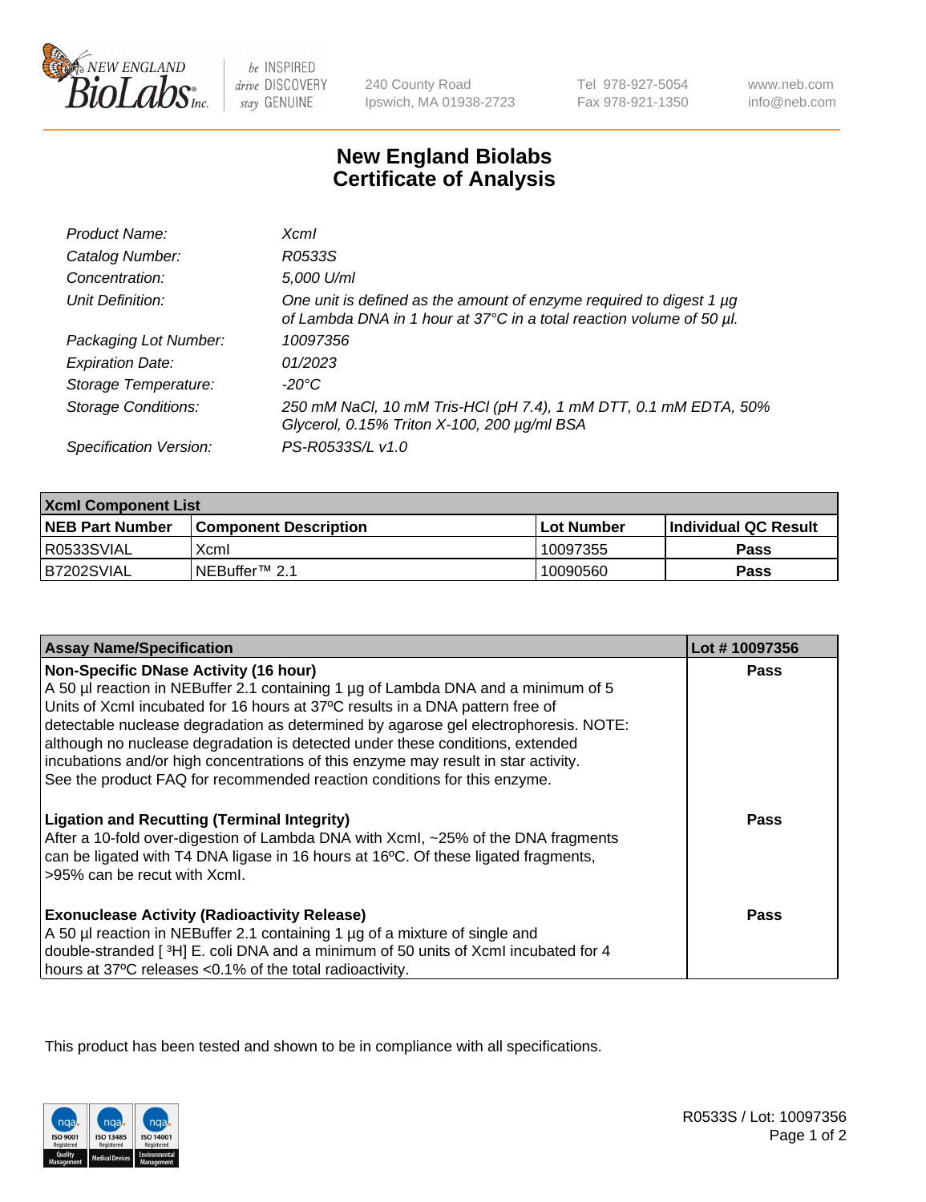# New England Biolabs Certificate of Analysis

| | |
|---|---|
| *Product Name:* | *XcmI* |
| *Catalog Number:* | *R0533S* |
| *Concentration:* | *5,000 U/ml* |
| *Unit Definition:* | *One unit is defined as the amount of enzyme required to digest 1 µg of Lambda DNA in 1 hour at 37°C in a total reaction volume of 50 µl.* |
| *Packaging Lot Number:* | *10097356* |
| *Expiration Date:* | *01/2023* |
| *Storage Temperature:* | *-20°C* |
| *Storage Conditions:* | *250 mM NaCl, 10 mM Tris-HCl (pH 7.4), 1 mM DTT, 0.1 mM EDTA, 50% Glycerol, 0.15% Triton X-100, 200 µg/ml BSA* |
| *Specification Version:* | *PS-R0533S/L v1.0* |

| **XcmI Component List** | | | |
|---|---|---|---|
| **NEB Part Number** | **Component Description** | **Lot Number** | **Individual QC Result** |
| R0533SVIAL | XcmI | 10097355 | **Pass** |
| B7202SVIAL | NEBuffer™ 2.1 | 10090560 | **Pass** |

| **Assay Name/Specification** | **Lot # 10097356** |
|---|---|
| **Non-Specific DNase Activity (16 hour)**<br>A 50 µl reaction in NEBuffer 2.1 containing 1 µg of Lambda DNA and a minimum of 5 Units of XcmI incubated for 16 hours at 37ºC results in a DNA pattern free of detectable nuclease degradation as determined by agarose gel electrophoresis. NOTE: although no nuclease degradation is detected under these conditions, extended incubations and/or high concentrations of this enzyme may result in star activity. See the product FAQ for recommended reaction conditions for this enzyme. | **Pass** |
| **Ligation and Recutting (Terminal Integrity)**<br>After a 10-fold over-digestion of Lambda DNA with XcmI, ~25% of the DNA fragments can be ligated with T4 DNA ligase in 16 hours at 16ºC. Of these ligated fragments, >95% can be recut with XcmI. | **Pass** |
| **Exonuclease Activity (Radioactivity Release)**<br>A 50 µl reaction in NEBuffer 2.1 containing 1 µg of a mixture of single and double-stranded [ $^3$H] E. coli DNA and a minimum of 50 units of XcmI incubated for 4 hours at 37ºC releases <0.1% of the total radioactivity. | **Pass** |

This product has been tested and shown to be in compliance with all specifications.

R0533S / Lot: 10097356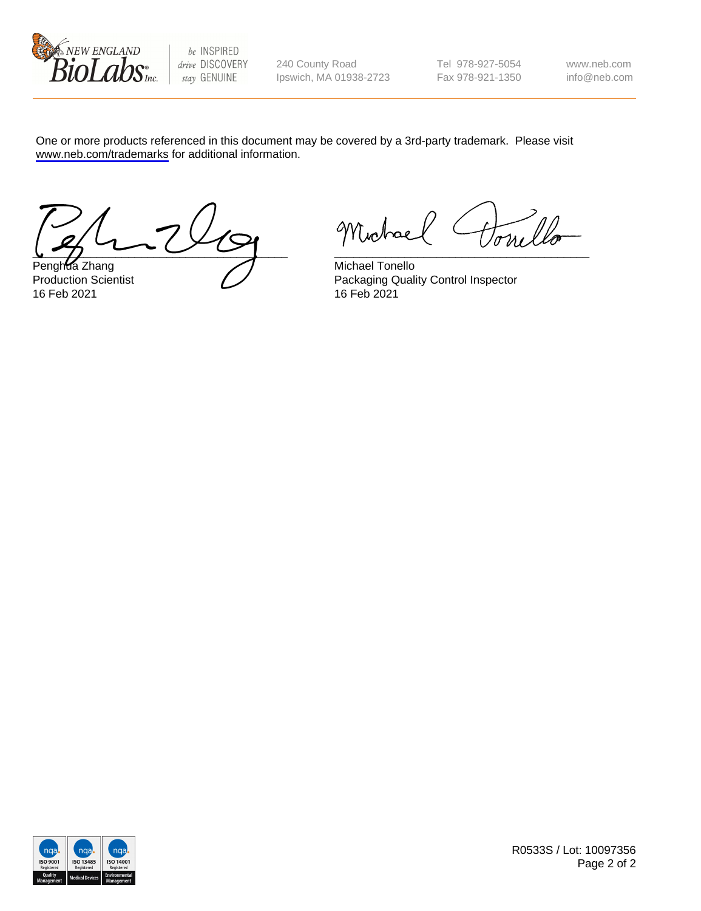One or more products referenced in this document may be covered by a 3rd-party trademark. Please visit www.neb.com/trademarks for additional information.

Penghua Zhang
Production Scientist
16 Feb 2021

Michael Tonello
Packaging Quality Control Inspector
16 Feb 2021

R0533S / Lot: 10097356